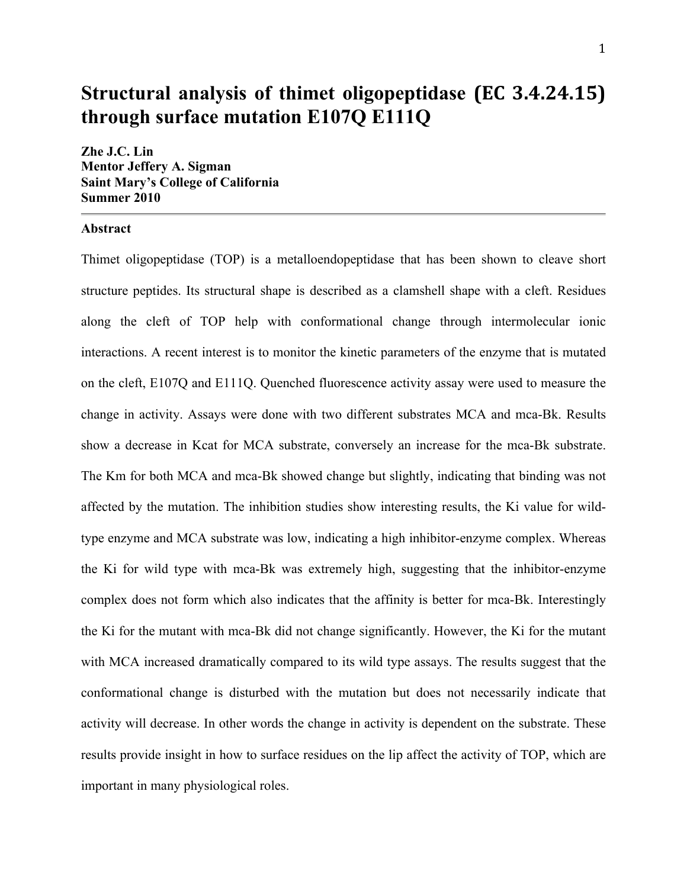# Structural analysis of thimet oligopeptidase (EC 3.4.24.15) through surface mutation E107Q E111Q

**Zhe J.C. Lin**
**Mentor Jeffery A. Sigman**
**Saint Mary's College of California**
**Summer 2010**

---

### Abstract

Thimet oligopeptidase (TOP) is a metalloendopeptidase that has been shown to cleave short structure peptides. Its structural shape is described as a clamshell shape with a cleft. Residues along the cleft of TOP help with conformational change through intermolecular ionic interactions. A recent interest is to monitor the kinetic parameters of the enzyme that is mutated on the cleft, E107Q and E111Q. Quenched fluorescence activity assay were used to measure the change in activity. Assays were done with two different substrates MCA and mca-Bk. Results show a decrease in Kcat for MCA substrate, conversely an increase for the mca-Bk substrate. The Km for both MCA and mca-Bk showed change but slightly, indicating that binding was not affected by the mutation. The inhibition studies show interesting results, the Ki value for wild-type enzyme and MCA substrate was low, indicating a high inhibitor-enzyme complex. Whereas the Ki for wild type with mca-Bk was extremely high, suggesting that the inhibitor-enzyme complex does not form which also indicates that the affinity is better for mca-Bk. Interestingly the Ki for the mutant with mca-Bk did not change significantly. However, the Ki for the mutant with MCA increased dramatically compared to its wild type assays. The results suggest that the conformational change is disturbed with the mutation but does not necessarily indicate that activity will decrease. In other words the change in activity is dependent on the substrate. These results provide insight in how to surface residues on the lip affect the activity of TOP, which are important in many physiological roles.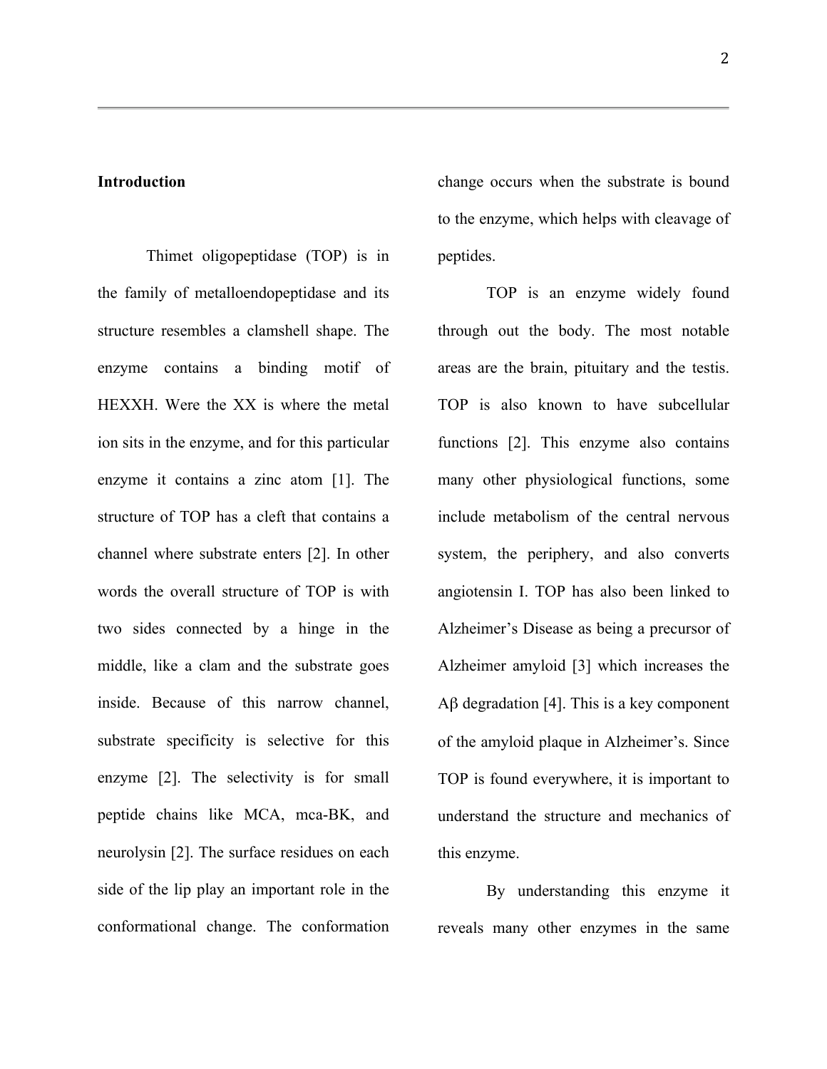## Introduction

Thimet oligopeptidase (TOP) is in the family of metalloendopeptidase and its structure resembles a clamshell shape. The enzyme contains a binding motif of HEXXH. Were the XX is where the metal ion sits in the enzyme, and for this particular enzyme it contains a zinc atom [1]. The structure of TOP has a cleft that contains a channel where substrate enters [2]. In other words the overall structure of TOP is with two sides connected by a hinge in the middle, like a clam and the substrate goes inside. Because of this narrow channel, substrate specificity is selective for this enzyme [2]. The selectivity is for small peptide chains like MCA, mca-BK, and neurolysin [2]. The surface residues on each side of the lip play an important role in the conformational change. The conformation change occurs when the substrate is bound to the enzyme, which helps with cleavage of peptides.

TOP is an enzyme widely found through out the body. The most notable areas are the brain, pituitary and the testis. TOP is also known to have subcellular functions [2]. This enzyme also contains many other physiological functions, some include metabolism of the central nervous system, the periphery, and also converts angiotensin I. TOP has also been linked to Alzheimer's Disease as being a precursor of Alzheimer amyloid [3] which increases the Aβ degradation [4]. This is a key component of the amyloid plaque in Alzheimer's. Since TOP is found everywhere, it is important to understand the structure and mechanics of this enzyme.

By understanding this enzyme it reveals many other enzymes in the same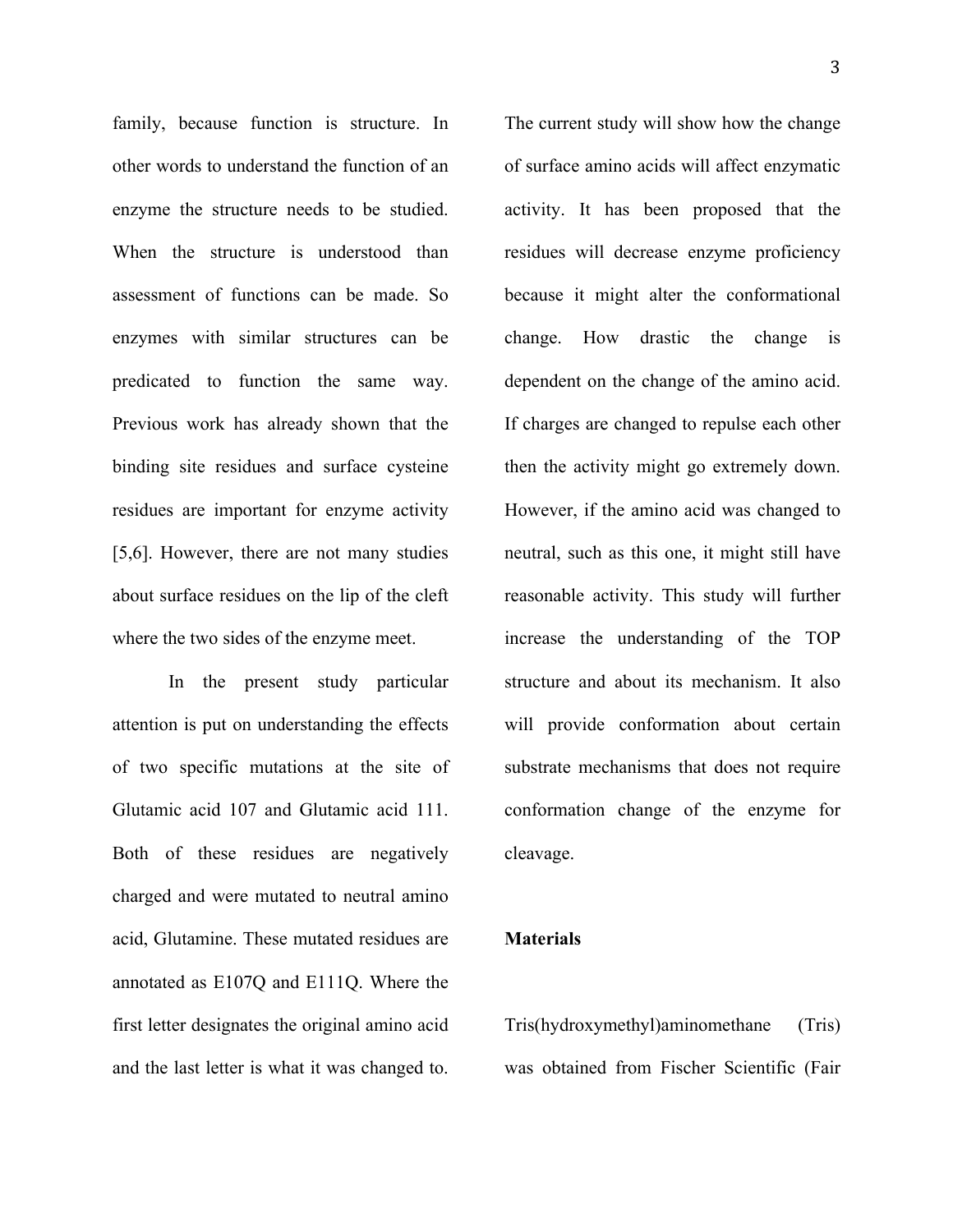family, because function is structure. In other words to understand the function of an enzyme the structure needs to be studied. When the structure is understood than assessment of functions can be made. So enzymes with similar structures can be predicated to function the same way. Previous work has already shown that the binding site residues and surface cysteine residues are important for enzyme activity [5,6]. However, there are not many studies about surface residues on the lip of the cleft where the two sides of the enzyme meet.

In the present study particular attention is put on understanding the effects of two specific mutations at the site of Glutamic acid 107 and Glutamic acid 111. Both of these residues are negatively charged and were mutated to neutral amino acid, Glutamine. These mutated residues are annotated as E107Q and E111Q. Where the first letter designates the original amino acid and the last letter is what it was changed to. The current study will show how the change of surface amino acids will affect enzymatic activity. It has been proposed that the residues will decrease enzyme proficiency because it might alter the conformational change. How drastic the change is dependent on the change of the amino acid. If charges are changed to repulse each other then the activity might go extremely down. However, if the amino acid was changed to neutral, such as this one, it might still have reasonable activity. This study will further increase the understanding of the TOP structure and about its mechanism. It also will provide conformation about certain substrate mechanisms that does not require conformation change of the enzyme for cleavage.

**Materials**

Tris(hydroxymethyl)aminomethane (Tris) was obtained from Fischer Scientific (Fair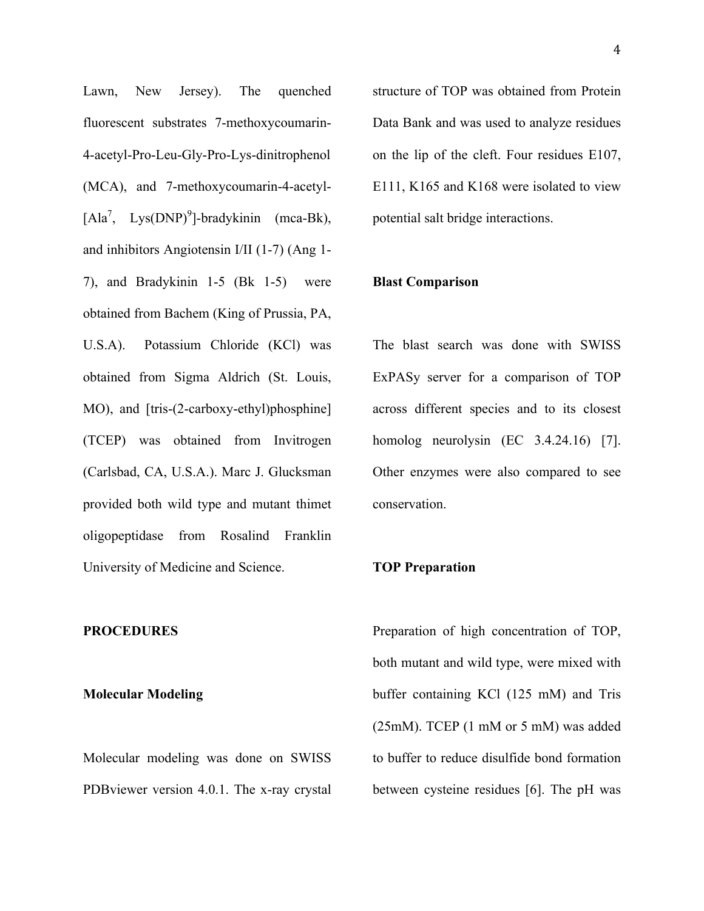Lawn, New Jersey). The quenched fluorescent substrates 7-methoxycoumarin-4-acetyl-Pro-Leu-Gly-Pro-Lys-dinitrophenol (MCA), and 7-methoxycoumarin-4-acetyl-[Ala$^7$, Lys(DNP)$^9$]-bradykinin (mca-Bk), and inhibitors Angiotensin I/II (1-7) (Ang 1-7), and Bradykinin 1-5 (Bk 1-5) were obtained from Bachem (King of Prussia, PA, U.S.A). Potassium Chloride (KCl) was obtained from Sigma Aldrich (St. Louis, MO), and [tris-(2-carboxy-ethyl)phosphine] (TCEP) was obtained from Invitrogen (Carlsbad, CA, U.S.A.). Marc J. Glucksman provided both wild type and mutant thimet oligopeptidase from Rosalind Franklin University of Medicine and Science.

## PROCEDURES

### Molecular Modeling

Molecular modeling was done on SWISS PDBviewer version 4.0.1. The x-ray crystal structure of TOP was obtained from Protein Data Bank and was used to analyze residues on the lip of the cleft. Four residues E107, E111, K165 and K168 were isolated to view potential salt bridge interactions.

### Blast Comparison

The blast search was done with SWISS ExPASy server for a comparison of TOP across different species and to its closest homolog neurolysin (EC 3.4.24.16) [7]. Other enzymes were also compared to see conservation.

### TOP Preparation

Preparation of high concentration of TOP, both mutant and wild type, were mixed with buffer containing KCl (125 mM) and Tris (25mM). TCEP (1 mM or 5 mM) was added to buffer to reduce disulfide bond formation between cysteine residues [6]. The pH was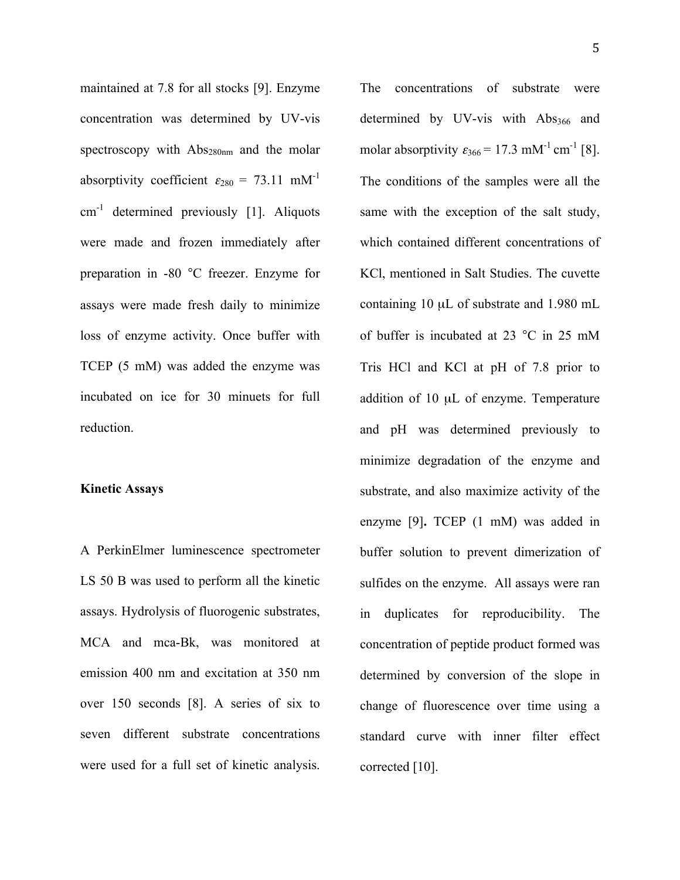maintained at 7.8 for all stocks [9]. Enzyme concentration was determined by UV-vis spectroscopy with $Abs_{280nm}$ and the molar absorptivity coefficient $\varepsilon_{280}$ = 73.11 $mM^{-1}$ $cm^{-1}$ determined previously [1]. Aliquots were made and frozen immediately after preparation in -80 °C freezer. Enzyme for assays were made fresh daily to minimize loss of enzyme activity. Once buffer with TCEP (5 mM) was added the enzyme was incubated on ice for 30 minuets for full reduction.

**Kinetic Assays**

A PerkinElmer luminescence spectrometer LS 50 B was used to perform all the kinetic assays. Hydrolysis of fluorogenic substrates, MCA and mca-Bk, was monitored at emission 400 nm and excitation at 350 nm over 150 seconds [8]. A series of six to seven different substrate concentrations were used for a full set of kinetic analysis. The concentrations of substrate were determined by UV-vis with $Abs_{366}$ and molar absorptivity $\varepsilon_{366}$ = 17.3 $mM^{-1}$ $cm^{-1}$ [8]. The conditions of the samples were all the same with the exception of the salt study, which contained different concentrations of KCl, mentioned in Salt Studies. The cuvette containing 10 μL of substrate and 1.980 mL of buffer is incubated at 23 °C in 25 mM Tris HCl and KCl at pH of 7.8 prior to addition of 10 μL of enzyme. Temperature and pH was determined previously to minimize degradation of the enzyme and substrate, and also maximize activity of the enzyme [9]**.** TCEP (1 mM) was added in buffer solution to prevent dimerization of sulfides on the enzyme. All assays were ran in duplicates for reproducibility. The concentration of peptide product formed was determined by conversion of the slope in change of fluorescence over time using a standard curve with inner filter effect corrected [10].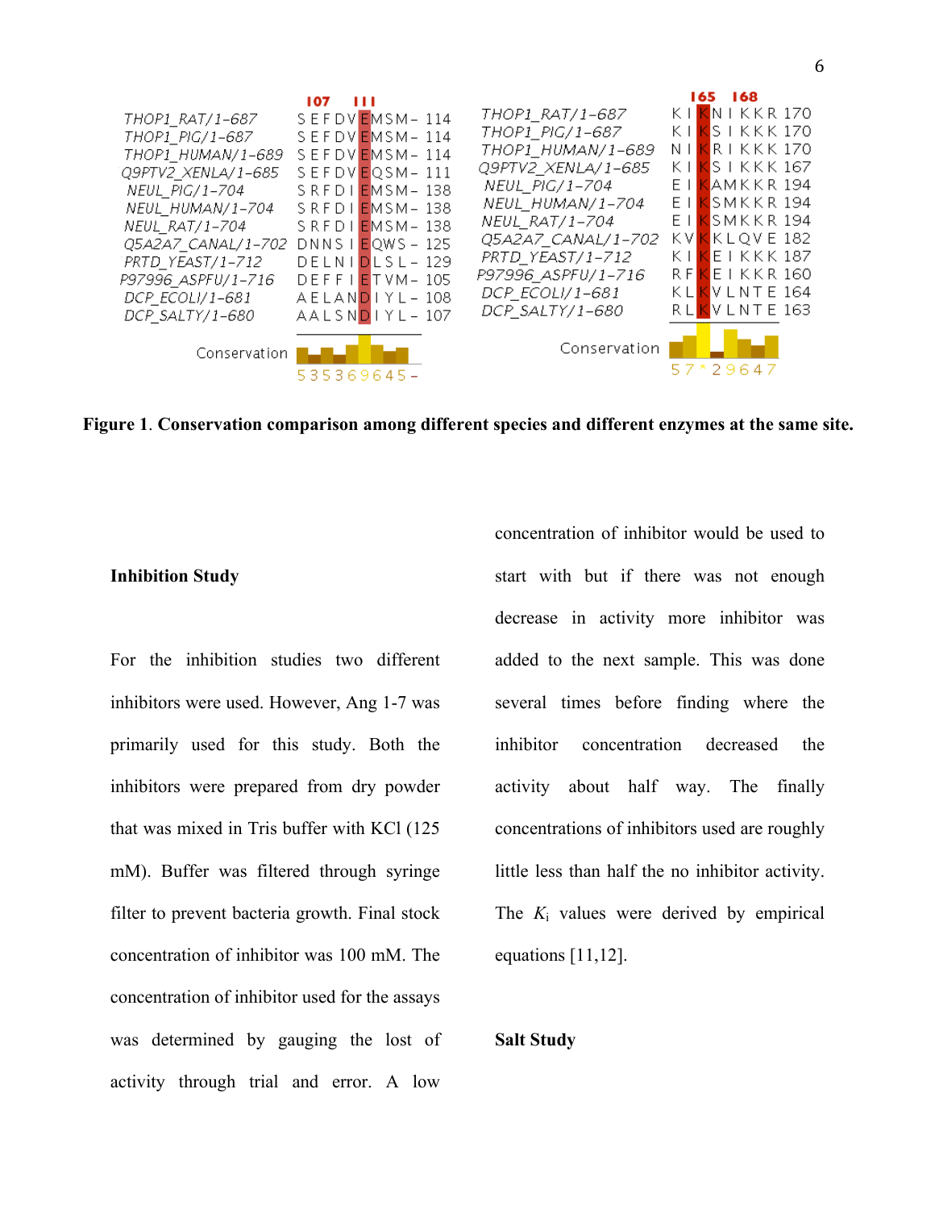| | 107 | 111 | |
|---|---|---|---|
| THOP1_RAT/1-687 | SEFDV | EMSM- | 114 |
| THOP1_PIG/1-687 | SEFDV | EMSM- | 114 |
| THOP1_HUMAN/1-689 | SEFDV | EMSM- | 114 |
| Q9PTV2_XENLA/1-685 | SEFDV | EQSM- | 111 |
| NEUL_PIG/1-704 | SRFDI | EMSM- | 138 |
| NEUL_HUMAN/1-704 | SRFDI | EMSM- | 138 |
| NEUL_RAT/1-704 | SRFDI | EMSM- | 138 |
| Q5A2A7_CANAL/1-702 | DNNSI | EQWS- | 125 |
| PRTD_YEAST/1-712 | DELNI | DLSL- | 129 |
| P97996_ASPFU/1-716 | DEFFI | ETVM- | 105 |
| DCP_ECOLI/1-681 | AELAN | DIYL- | 108 |
| DCP_SALTY/1-680 | AALSN | DIYL- | 107 |
| Conservation | 53536 | 9645- | |

| | 165 | 168 | |
|---|---|---|---|
| THOP1_RAT/1-687 | KI | KNIKKR | 170 |
| THOP1_PIG/1-687 | KI | KSIKKK | 170 |
| THOP1_HUMAN/1-689 | NI | KRIKKK | 170 |
| Q9PTV2_XENLA/1-685 | KI | KSIKKK | 167 |
| NEUL_PIG/1-704 | EI | KAMKKR | 194 |
| NEUL_HUMAN/1-704 | EI | KSMKKR | 194 |
| NEUL_RAT/1-704 | EI | KSMKKR | 194 |
| Q5A2A7_CANAL/1-702 | KV | KKLQVE | 182 |
| PRTD_YEAST/1-712 | KI | KEIKKK | 187 |
| P97996_ASPFU/1-716 | RF | KEIKKR | 160 |
| DCP_ECOLI/1-681 | KL | KVLNTE | 164 |
| DCP_SALTY/1-680 | RL | KVLNTE | 163 |
| Conservation | 57 | *29647 | |

**Figure 1**. **Conservation comparison among different species and different enzymes at the same site.**

**Inhibition Study**

For the inhibition studies two different inhibitors were used. However, Ang 1-7 was primarily used for this study. Both the inhibitors were prepared from dry powder that was mixed in Tris buffer with KCl (125 mM). Buffer was filtered through syringe filter to prevent bacteria growth. Final stock concentration of inhibitor was 100 mM. The concentration of inhibitor used for the assays was determined by gauging the lost of activity through trial and error. A low concentration of inhibitor would be used to start with but if there was not enough decrease in activity more inhibitor was added to the next sample. This was done several times before finding where the inhibitor concentration decreased the activity about half way. The finally concentrations of inhibitors used are roughly little less than half the no inhibitor activity. The $K_i$ values were derived by empirical equations [11,12].

**Salt Study**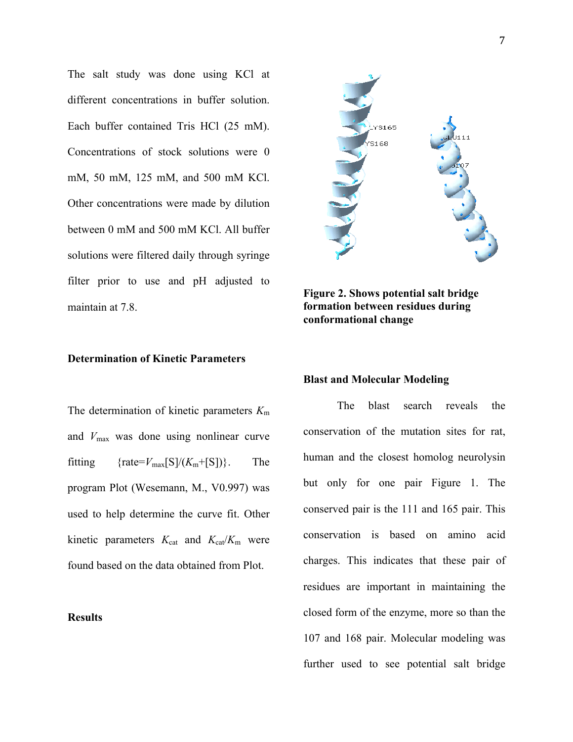The salt study was done using KCl at different concentrations in buffer solution. Each buffer contained Tris HCl (25 mM). Concentrations of stock solutions were 0 mM, 50 mM, 125 mM, and 500 mM KCl. Other concentrations were made by dilution between 0 mM and 500 mM KCl. All buffer solutions were filtered daily through syringe filter prior to use and pH adjusted to maintain at 7.8.

**Determination of Kinetic Parameters**

The determination of kinetic parameters $K_m$ and $V_{max}$ was done using nonlinear curve fitting {rate=$V_{max}$[S]/($K_m$+[S])}. The program Plot (Wesemann, M., V0.997) was used to help determine the curve fit. Other kinetic parameters $K_{cat}$ and $K_{cat}/K_m$ were found based on the data obtained from Plot.

**Results**

**Figure 2. Shows potential salt bridge formation between residues during conformational change**

**Blast and Molecular Modeling**

The blast search reveals the conservation of the mutation sites for rat, human and the closest homolog neurolysin but only for one pair Figure 1. The conserved pair is the 111 and 165 pair. This conservation is based on amino acid charges. This indicates that these pair of residues are important in maintaining the closed form of the enzyme, more so than the 107 and 168 pair. Molecular modeling was further used to see potential salt bridge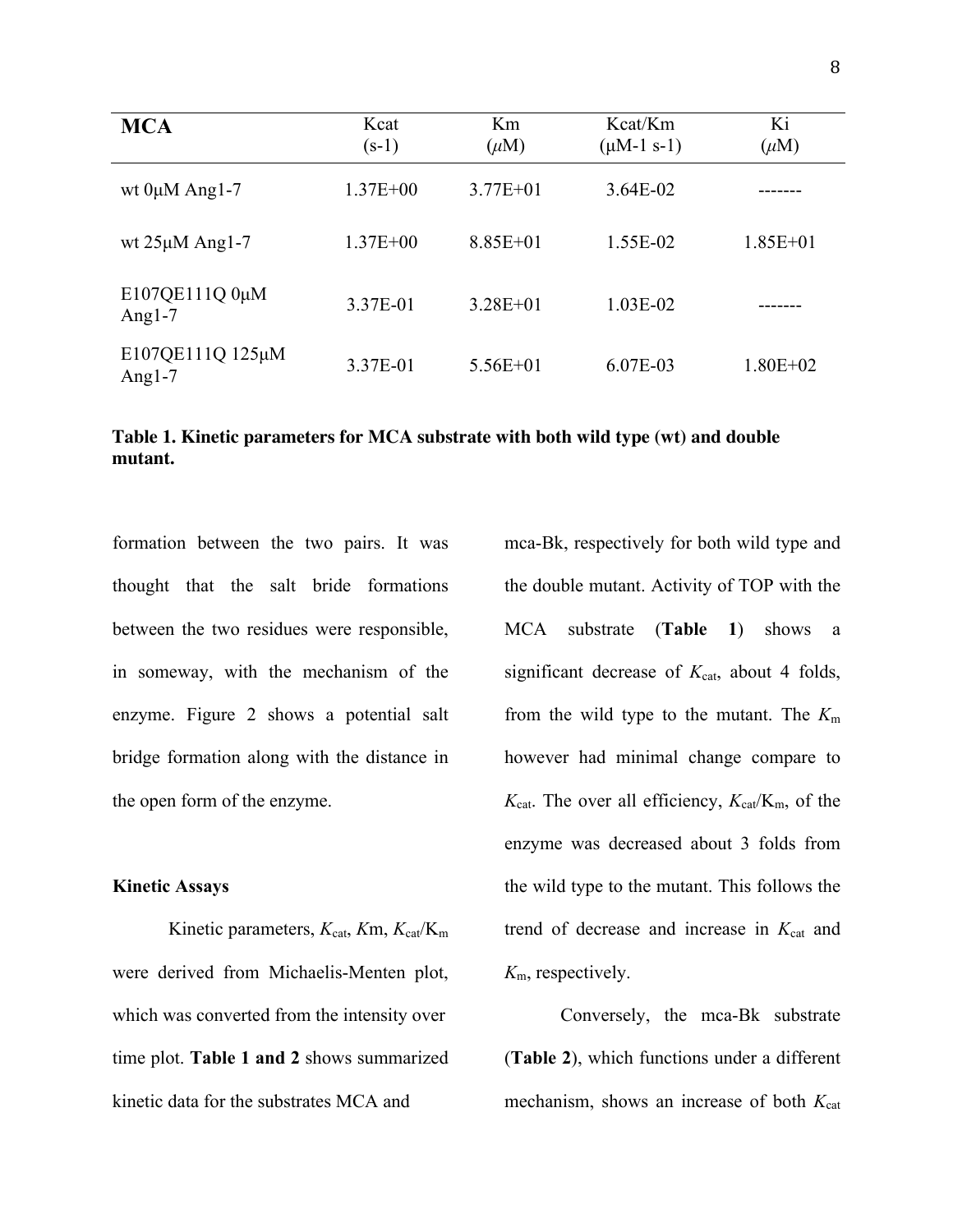| **MCA** | Kcat (s-1) | Km ($\mu$M) | Kcat/Km (μM-1 s-1) | Ki ($\mu$M) |
|---|---|---|---|---|
| wt 0μM Ang1-7 | 1.37E+00 | 3.77E+01 | 3.64E-02 | ------- |
| wt 25μM Ang1-7 | 1.37E+00 | 8.85E+01 | 1.55E-02 | 1.85E+01 |
| E107QE111Q 0μM Ang1-7 | 3.37E-01 | 3.28E+01 | 1.03E-02 | ------- |
| E107QE111Q 125μM Ang1-7 | 3.37E-01 | 5.56E+01 | 6.07E-03 | 1.80E+02 |

**Table 1. Kinetic parameters for MCA substrate with both wild type (wt) and double mutant.**

formation between the two pairs. It was thought that the salt bride formations between the two residues were responsible, in someway, with the mechanism of the enzyme. Figure 2 shows a potential salt bridge formation along with the distance in the open form of the enzyme.

**Kinetic Assays**

Kinetic parameters, $K_{cat}$, $K$m, $K_{cat}/K_{m}$ were derived from Michaelis-Menten plot, which was converted from the intensity over time plot. **Table 1 and 2** shows summarized kinetic data for the substrates MCA and mca-Bk, respectively for both wild type and the double mutant. Activity of TOP with the MCA substrate (**Table 1**) shows a significant decrease of $K_{cat}$, about 4 folds, from the wild type to the mutant. The $K_{m}$ however had minimal change compare to $K_{cat}$. The over all efficiency, $K_{cat}/K_{m}$, of the enzyme was decreased about 3 folds from the wild type to the mutant. This follows the trend of decrease and increase in $K_{cat}$ and $K_{m}$, respectively.

Conversely, the mca-Bk substrate (**Table 2**), which functions under a different mechanism, shows an increase of both $K_{cat}$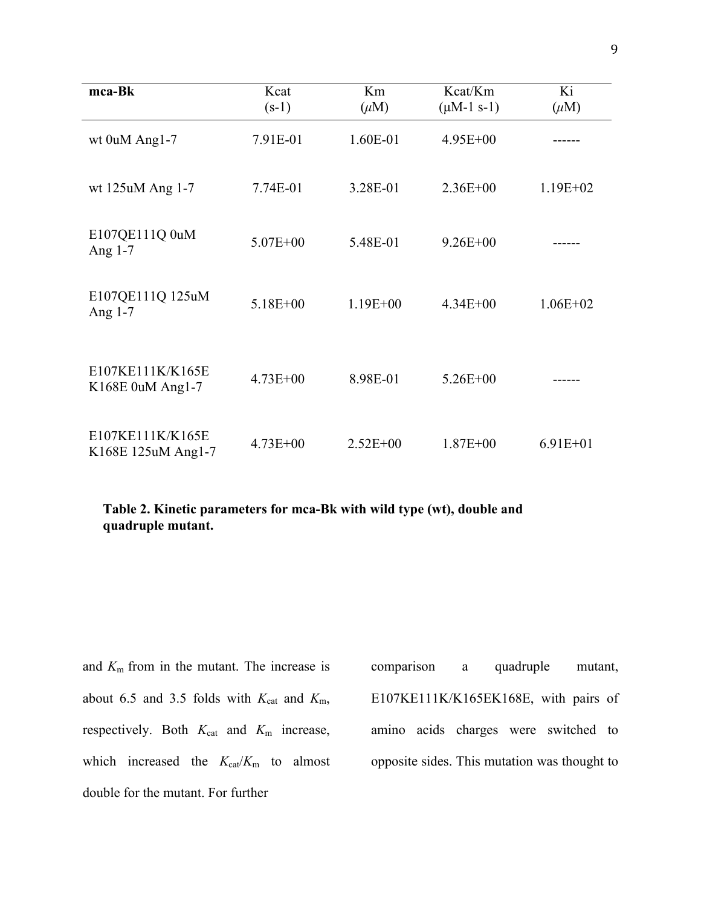| mca-Bk | Kcat (s-1) | Km ($\mu$M) | Kcat/Km (μM-1 s-1) | Ki ($\mu$M) |
|---|---|---|---|---|
| wt 0uM Ang1-7 | 7.91E-01 | 1.60E-01 | 4.95E+00 | ------ |
| wt 125uM Ang 1-7 | 7.74E-01 | 3.28E-01 | 2.36E+00 | 1.19E+02 |
| E107QE111Q 0uM Ang 1-7 | 5.07E+00 | 5.48E-01 | 9.26E+00 | ------ |
| E107QE111Q 125uM Ang 1-7 | 5.18E+00 | 1.19E+00 | 4.34E+00 | 1.06E+02 |
| E107KE111K/K165E K168E 0uM Ang1-7 | 4.73E+00 | 8.98E-01 | 5.26E+00 | ------ |
| E107KE111K/K165E K168E 125uM Ang1-7 | 4.73E+00 | 2.52E+00 | 1.87E+00 | 6.91E+01 |

**Table 2. Kinetic parameters for mca-Bk with wild type (wt), double and quadruple mutant.**

and $K_m$ from in the mutant. The increase is about 6.5 and 3.5 folds with $K_{cat}$ and $K_m$, respectively. Both $K_{cat}$ and $K_m$ increase, which increased the $K_{cat}/K_m$ to almost double for the mutant. For further comparison a quadruple mutant, E107KE111K/K165EK168E, with pairs of amino acids charges were switched to opposite sides. This mutation was thought to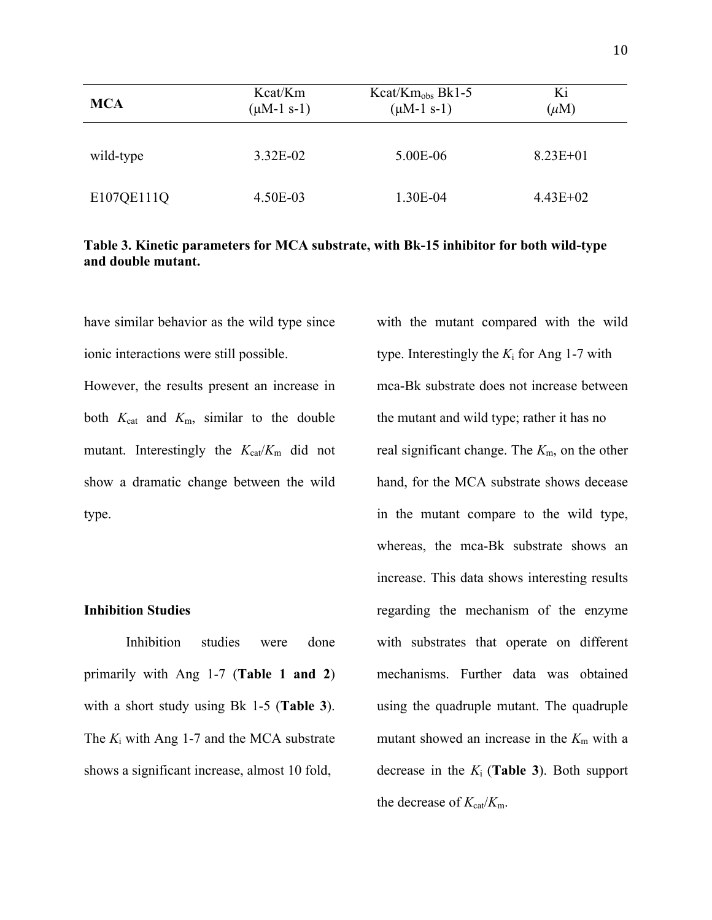| MCA | Kcat/Km (μM-1 s-1) | Kcat/Km$_{obs}$ Bk1-5 (μM-1 s-1) | Ki ($\mu$M) |
|---|---|---|---|
| wild-type | 3.32E-02 | 5.00E-06 | 8.23E+01 |
| E107QE111Q | 4.50E-03 | 1.30E-04 | 4.43E+02 |

**Table 3. Kinetic parameters for MCA substrate, with Bk-15 inhibitor for both wild-type and double mutant.**

have similar behavior as the wild type since ionic interactions were still possible. However, the results present an increase in both $K_{cat}$ and $K_m$, similar to the double mutant. Interestingly the $K_{cat}/K_m$ did not show a dramatic change between the wild type.

**Inhibition Studies**

Inhibition studies were done primarily with Ang 1-7 (**Table 1 and 2**) with a short study using Bk 1-5 (**Table 3**). The $K_i$ with Ang 1-7 and the MCA substrate shows a significant increase, almost 10 fold, with the mutant compared with the wild type. Interestingly the $K_i$ for Ang 1-7 with mca-Bk substrate does not increase between the mutant and wild type; rather it has no real significant change. The $K_m$, on the other hand, for the MCA substrate shows decease in the mutant compare to the wild type, whereas, the mca-Bk substrate shows an increase. This data shows interesting results regarding the mechanism of the enzyme with substrates that operate on different mechanisms. Further data was obtained using the quadruple mutant. The quadruple mutant showed an increase in the $K_m$ with a decrease in the $K_i$ (**Table 3**). Both support the decrease of $K_{cat}/K_m$.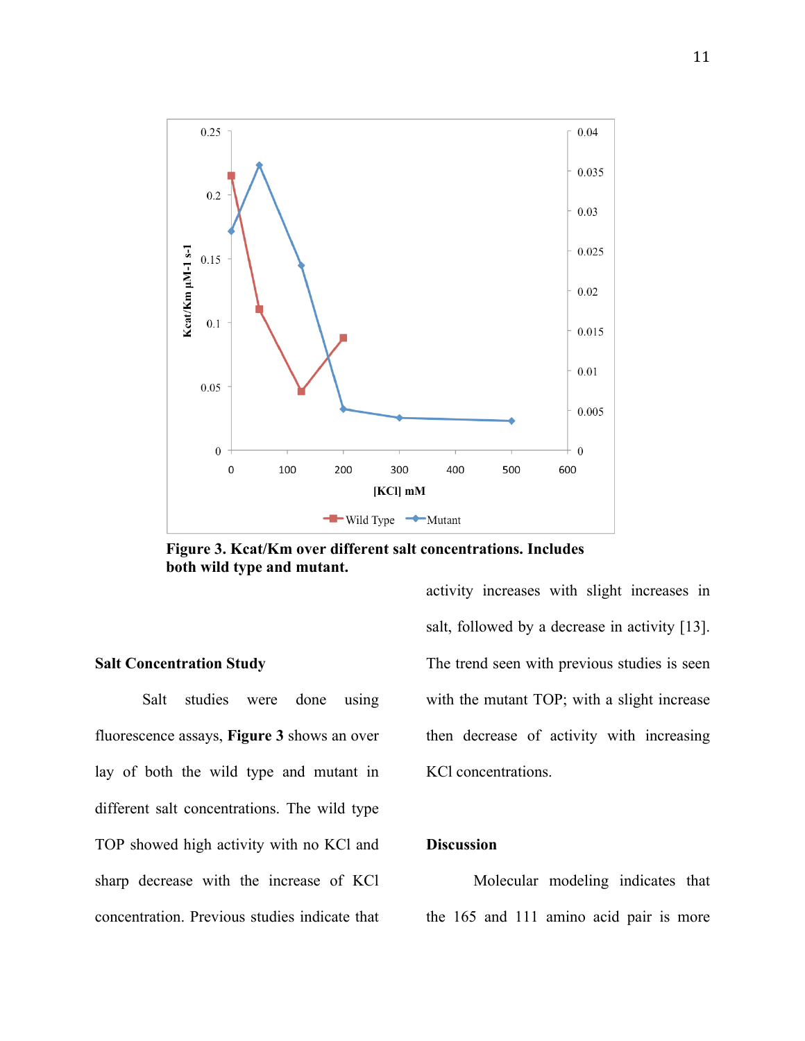**Figure 3. Kcat/Km over different salt concentrations. Includes both wild type and mutant.**

**Salt Concentration Study**

Salt studies were done using fluorescence assays, **Figure 3** shows an over lay of both the wild type and mutant in different salt concentrations. The wild type TOP showed high activity with no KCl and sharp decrease with the increase of KCl concentration. Previous studies indicate that activity increases with slight increases in salt, followed by a decrease in activity [13]. The trend seen with previous studies is seen with the mutant TOP; with a slight increase then decrease of activity with increasing KCl concentrations.

**Discussion**

Molecular modeling indicates that the 165 and 111 amino acid pair is more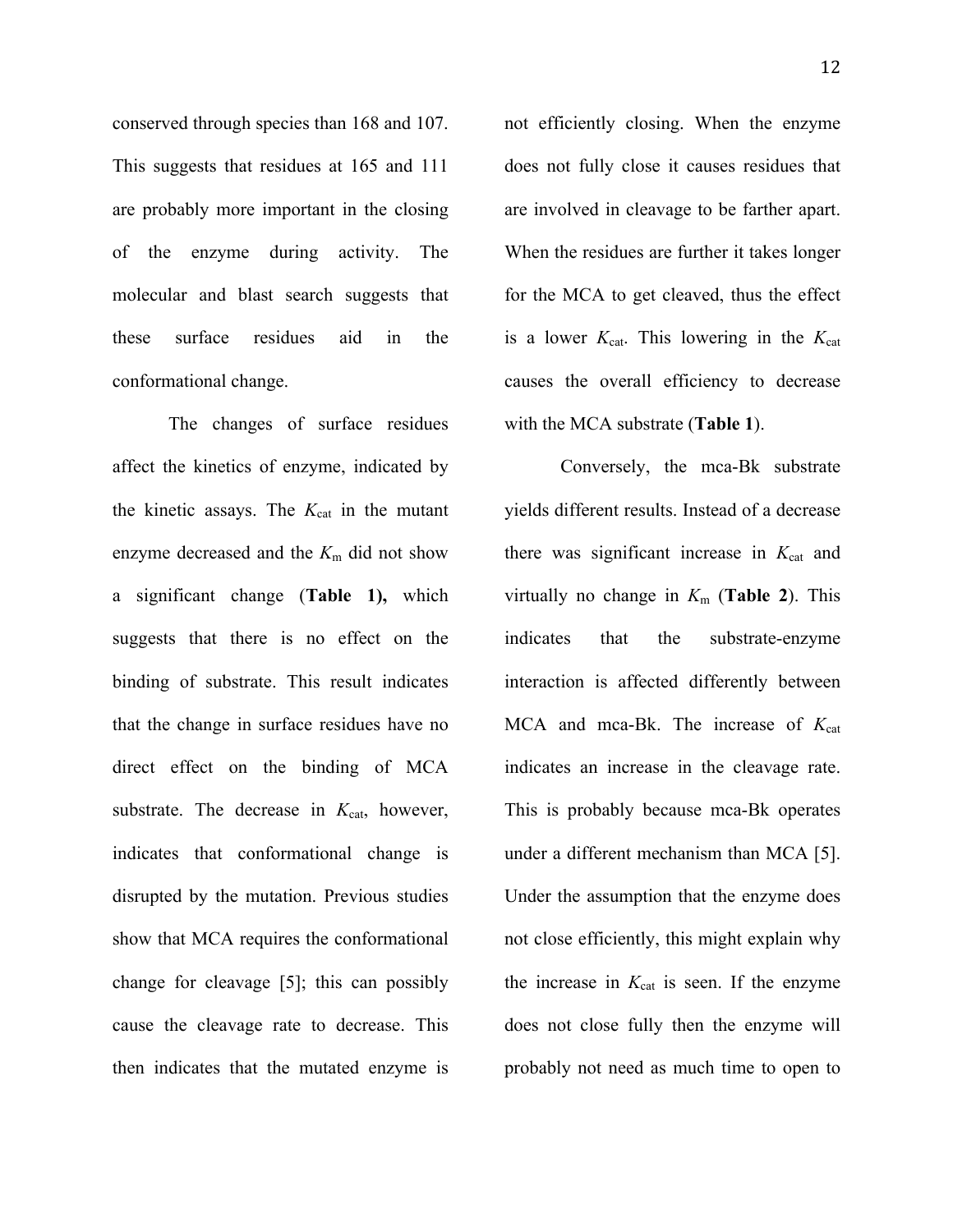conserved through species than 168 and 107. This suggests that residues at 165 and 111 are probably more important in the closing of the enzyme during activity. The molecular and blast search suggests that these surface residues aid in the conformational change.

The changes of surface residues affect the kinetics of enzyme, indicated by the kinetic assays. The $K_{cat}$ in the mutant enzyme decreased and the $K_m$ did not show a significant change (**Table 1),** which suggests that there is no effect on the binding of substrate. This result indicates that the change in surface residues have no direct effect on the binding of MCA substrate. The decrease in $K_{cat}$, however, indicates that conformational change is disrupted by the mutation. Previous studies show that MCA requires the conformational change for cleavage [5]; this can possibly cause the cleavage rate to decrease. This then indicates that the mutated enzyme is not efficiently closing. When the enzyme does not fully close it causes residues that are involved in cleavage to be farther apart. When the residues are further it takes longer for the MCA to get cleaved, thus the effect is a lower $K_{cat}$. This lowering in the $K_{cat}$ causes the overall efficiency to decrease with the MCA substrate (**Table 1**).

Conversely, the mca-Bk substrate yields different results. Instead of a decrease there was significant increase in $K_{cat}$ and virtually no change in $K_m$ (**Table 2**). This indicates that the substrate-enzyme interaction is affected differently between MCA and mca-Bk. The increase of $K_{cat}$ indicates an increase in the cleavage rate. This is probably because mca-Bk operates under a different mechanism than MCA [5]. Under the assumption that the enzyme does not close efficiently, this might explain why the increase in $K_{cat}$ is seen. If the enzyme does not close fully then the enzyme will probably not need as much time to open to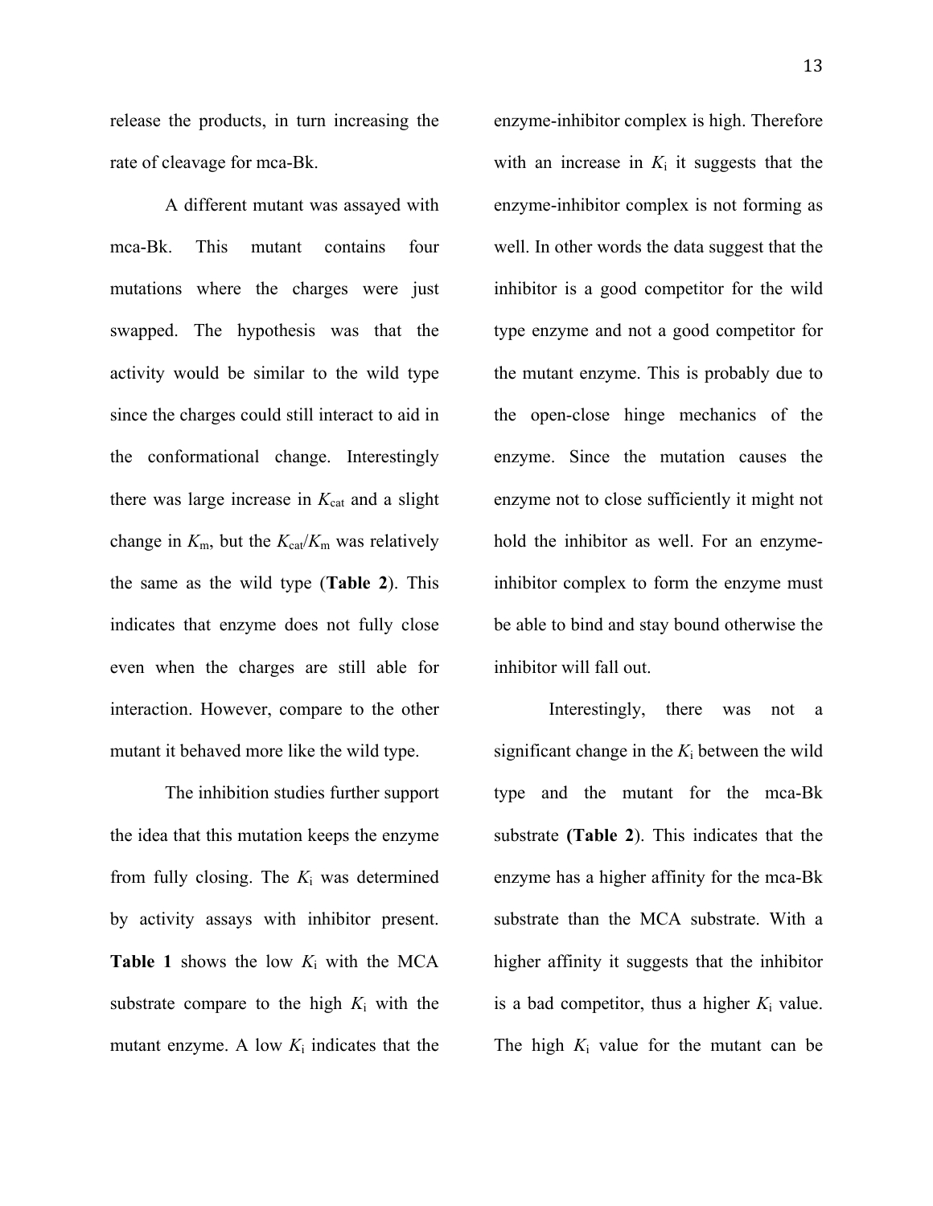release the products, in turn increasing the rate of cleavage for mca-Bk.

A different mutant was assayed with mca-Bk. This mutant contains four mutations where the charges were just swapped. The hypothesis was that the activity would be similar to the wild type since the charges could still interact to aid in the conformational change. Interestingly there was large increase in $K_{cat}$ and a slight change in $K_m$, but the $K_{cat}/K_m$ was relatively the same as the wild type (**Table 2**). This indicates that enzyme does not fully close even when the charges are still able for interaction. However, compare to the other mutant it behaved more like the wild type.

The inhibition studies further support the idea that this mutation keeps the enzyme from fully closing. The $K_i$ was determined by activity assays with inhibitor present. **Table 1** shows the low $K_i$ with the MCA substrate compare to the high $K_i$ with the mutant enzyme. A low $K_i$ indicates that the enzyme-inhibitor complex is high. Therefore with an increase in $K_i$ it suggests that the enzyme-inhibitor complex is not forming as well. In other words the data suggest that the inhibitor is a good competitor for the wild type enzyme and not a good competitor for the mutant enzyme. This is probably due to the open-close hinge mechanics of the enzyme. Since the mutation causes the enzyme not to close sufficiently it might not hold the inhibitor as well. For an enzyme-inhibitor complex to form the enzyme must be able to bind and stay bound otherwise the inhibitor will fall out.

Interestingly, there was not a significant change in the $K_i$ between the wild type and the mutant for the mca-Bk substrate **(Table 2**). This indicates that the enzyme has a higher affinity for the mca-Bk substrate than the MCA substrate. With a higher affinity it suggests that the inhibitor is a bad competitor, thus a higher $K_i$ value. The high $K_i$ value for the mutant can be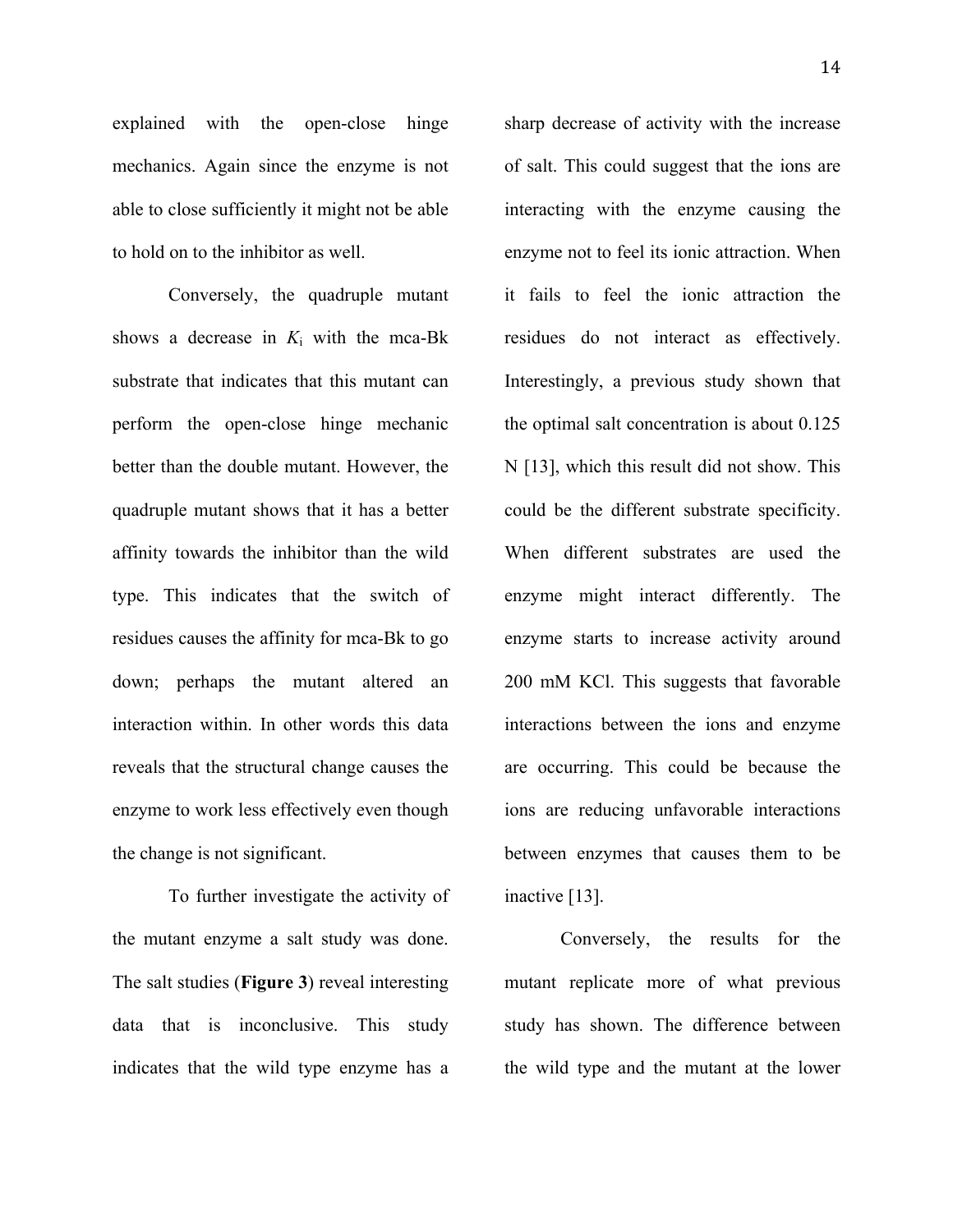explained with the open-close hinge mechanics. Again since the enzyme is not able to close sufficiently it might not be able to hold on to the inhibitor as well.

Conversely, the quadruple mutant shows a decrease in $K_i$ with the mca-Bk substrate that indicates that this mutant can perform the open-close hinge mechanic better than the double mutant. However, the quadruple mutant shows that it has a better affinity towards the inhibitor than the wild type. This indicates that the switch of residues causes the affinity for mca-Bk to go down; perhaps the mutant altered an interaction within. In other words this data reveals that the structural change causes the enzyme to work less effectively even though the change is not significant.

To further investigate the activity of the mutant enzyme a salt study was done. The salt studies (**Figure 3**) reveal interesting data that is inconclusive. This study indicates that the wild type enzyme has a sharp decrease of activity with the increase of salt. This could suggest that the ions are interacting with the enzyme causing the enzyme not to feel its ionic attraction. When it fails to feel the ionic attraction the residues do not interact as effectively. Interestingly, a previous study shown that the optimal salt concentration is about 0.125 N [13], which this result did not show. This could be the different substrate specificity. When different substrates are used the enzyme might interact differently. The enzyme starts to increase activity around 200 mM KCl. This suggests that favorable interactions between the ions and enzyme are occurring. This could be because the ions are reducing unfavorable interactions between enzymes that causes them to be inactive [13].

Conversely, the results for the mutant replicate more of what previous study has shown. The difference between the wild type and the mutant at the lower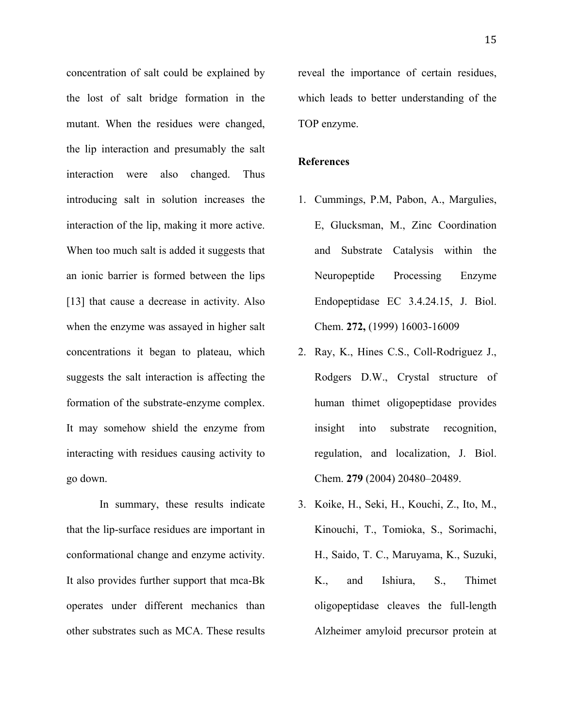concentration of salt could be explained by the lost of salt bridge formation in the mutant. When the residues were changed, the lip interaction and presumably the salt interaction were also changed. Thus introducing salt in solution increases the interaction of the lip, making it more active. When too much salt is added it suggests that an ionic barrier is formed between the lips [13] that cause a decrease in activity. Also when the enzyme was assayed in higher salt concentrations it began to plateau, which suggests the salt interaction is affecting the formation of the substrate-enzyme complex. It may somehow shield the enzyme from interacting with residues causing activity to go down.

In summary, these results indicate that the lip-surface residues are important in conformational change and enzyme activity. It also provides further support that mca-Bk operates under different mechanics than other substrates such as MCA. These results reveal the importance of certain residues, which leads to better understanding of the TOP enzyme.

**References**

1. Cummings, P.M, Pabon, A., Margulies, E, Glucksman, M., Zinc Coordination and Substrate Catalysis within the Neuropeptide Processing Enzyme Endopeptidase EC 3.4.24.15, J. Biol. Chem. **272,** (1999) 16003-16009
2. Ray, K., Hines C.S., Coll-Rodriguez J., Rodgers D.W., Crystal structure of human thimet oligopeptidase provides insight into substrate recognition, regulation, and localization, J. Biol. Chem. **279** (2004) 20480–20489.
3. Koike, H., Seki, H., Kouchi, Z., Ito, M., Kinouchi, T., Tomioka, S., Sorimachi, H., Saido, T. C., Maruyama, K., Suzuki, K., and Ishiura, S., Thimet oligopeptidase cleaves the full-length Alzheimer amyloid precursor protein at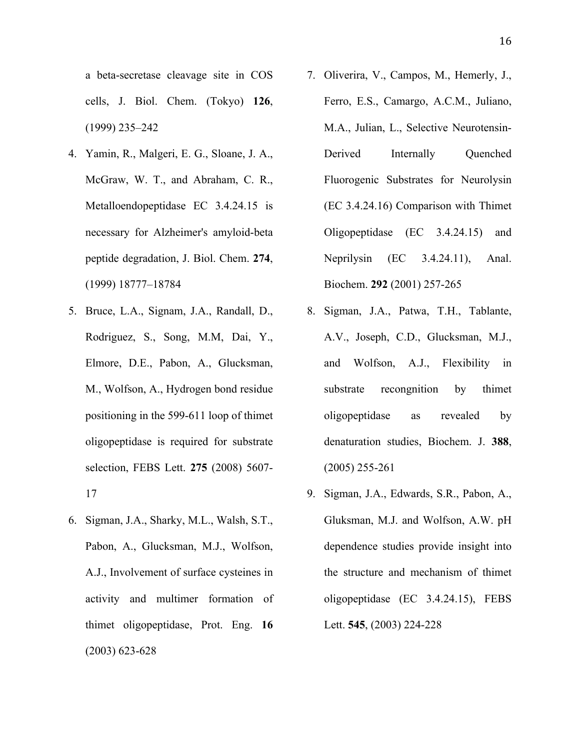a beta-secretase cleavage site in COS cells, J. Biol. Chem. (Tokyo) **126**, (1999) 235–242

4. Yamin, R., Malgeri, E. G., Sloane, J. A., McGraw, W. T., and Abraham, C. R., Metalloendopeptidase EC 3.4.24.15 is necessary for Alzheimer's amyloid-beta peptide degradation, J. Biol. Chem. **274**, (1999) 18777–18784
5. Bruce, L.A., Signam, J.A., Randall, D., Rodriguez, S., Song, M.M, Dai, Y., Elmore, D.E., Pabon, A., Glucksman, M., Wolfson, A., Hydrogen bond residue positioning in the 599-611 loop of thimet oligopeptidase is required for substrate selection, FEBS Lett. **275** (2008) 5607-17
6. Sigman, J.A., Sharky, M.L., Walsh, S.T., Pabon, A., Glucksman, M.J., Wolfson, A.J., Involvement of surface cysteines in activity and multimer formation of thimet oligopeptidase, Prot. Eng. **16** (2003) 623-628
7. Oliverira, V., Campos, M., Hemerly, J., Ferro, E.S., Camargo, A.C.M., Juliano, M.A., Julian, L., Selective Neurotensin-Derived Internally Quenched Fluorogenic Substrates for Neurolysin (EC 3.4.24.16) Comparison with Thimet Oligopeptidase (EC 3.4.24.15) and Neprilysin (EC 3.4.24.11), Anal. Biochem. **292** (2001) 257-265
8. Sigman, J.A., Patwa, T.H., Tablante, A.V., Joseph, C.D., Glucksman, M.J., and Wolfson, A.J., Flexibility in substrate recongnition by thimet oligopeptidase as revealed by denaturation studies, Biochem. J. **388**, (2005) 255-261
9. Sigman, J.A., Edwards, S.R., Pabon, A., Gluksman, M.J. and Wolfson, A.W. pH dependence studies provide insight into the structure and mechanism of thimet oligopeptidase (EC 3.4.24.15), FEBS Lett. **545**, (2003) 224-228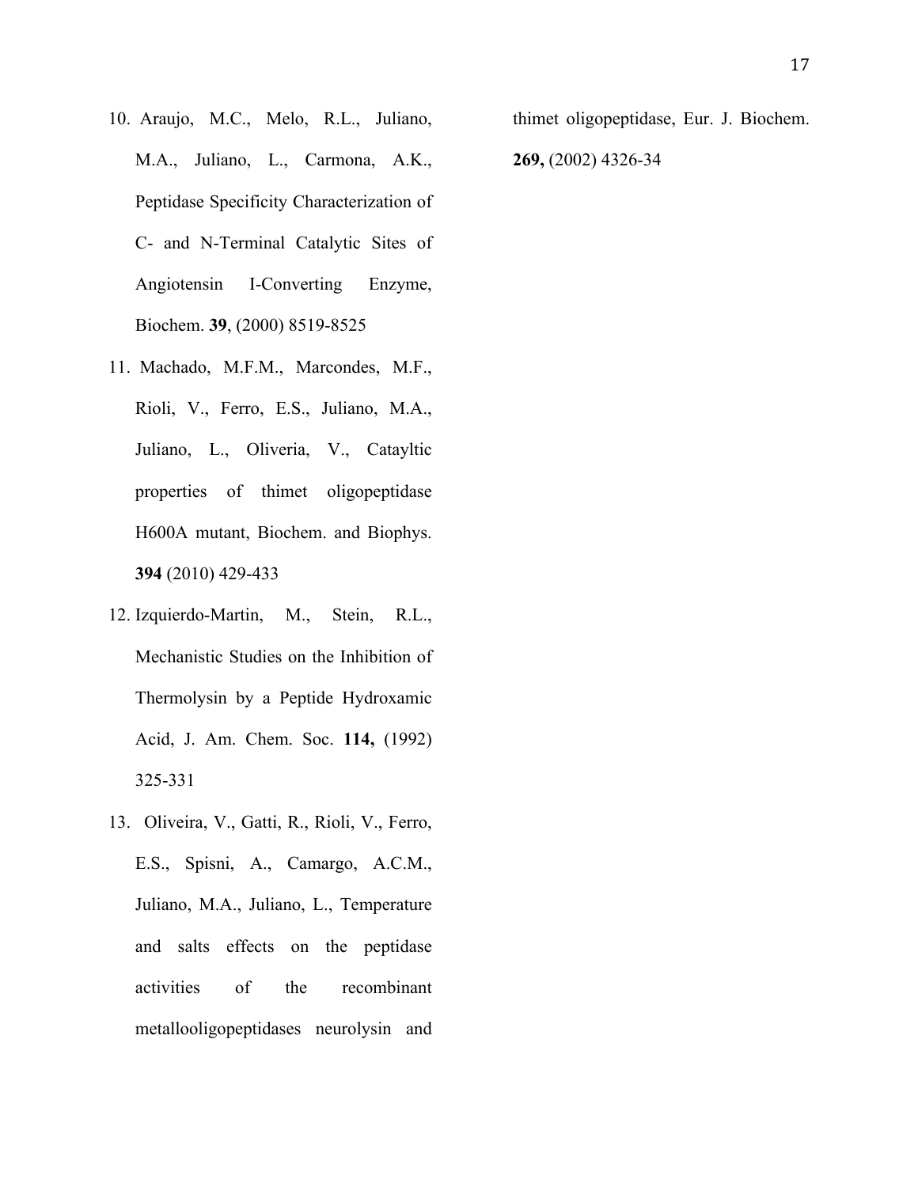10. Araujo, M.C., Melo, R.L., Juliano, M.A., Juliano, L., Carmona, A.K., Peptidase Specificity Characterization of C- and N-Terminal Catalytic Sites of Angiotensin I-Converting Enzyme, Biochem. **39**, (2000) 8519-8525
11. Machado, M.F.M., Marcondes, M.F., Rioli, V., Ferro, E.S., Juliano, M.A., Juliano, L., Oliveria, V., Catayltic properties of thimet oligopeptidase H600A mutant, Biochem. and Biophys. **394** (2010) 429-433
12. Izquierdo-Martin, M., Stein, R.L., Mechanistic Studies on the Inhibition of Thermolysin by a Peptide Hydroxamic Acid, J. Am. Chem. Soc. **114,** (1992) 325-331
13. Oliveira, V., Gatti, R., Rioli, V., Ferro, E.S., Spisni, A., Camargo, A.C.M., Juliano, M.A., Juliano, L., Temperature and salts effects on the peptidase activities of the recombinant metallooligopeptidases neurolysin and thimet oligopeptidase, Eur. J. Biochem. **269,** (2002) 4326-34